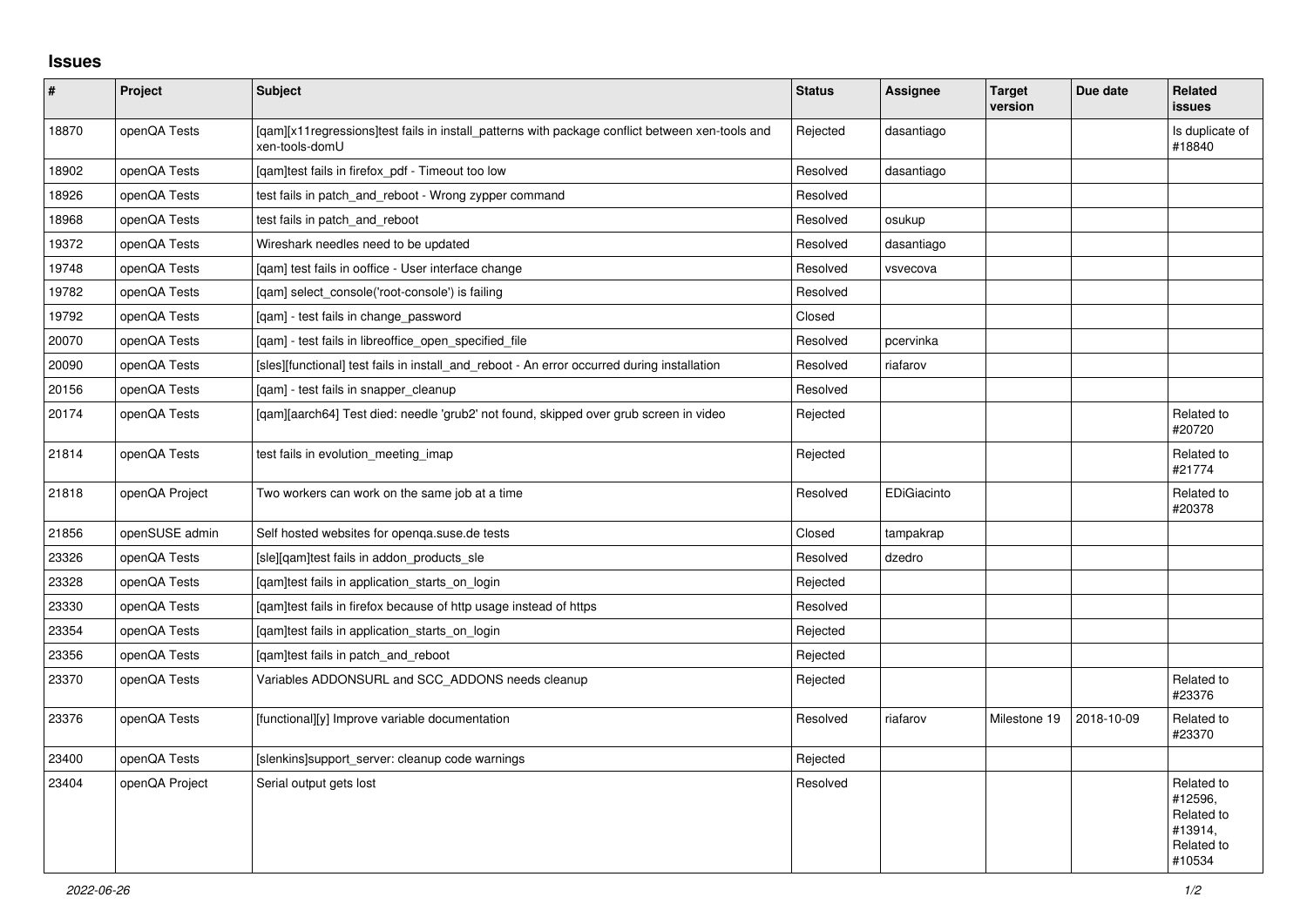## Issues

| # | Project | Subject | Status | Assignee | Target version | Due date | Related issues |
|---|---|---|---|---|---|---|---|
| 18870 | openQA Tests | [qam][x11regressions]test fails in install_patterns with package conflict between xen-tools and xen-tools-domU | Rejected | dasantiago | | | Is duplicate of #18840 |
| 18902 | openQA Tests | [qam]test fails in firefox_pdf - Timeout too low | Resolved | dasantiago | | | |
| 18926 | openQA Tests | test fails in patch_and_reboot - Wrong zypper command | Resolved | | | | |
| 18968 | openQA Tests | test fails in patch_and_reboot | Resolved | osukup | | | |
| 19372 | openQA Tests | Wireshark needles need to be updated | Resolved | dasantiago | | | |
| 19748 | openQA Tests | [qam] test fails in ooffice - User interface change | Resolved | vsvecova | | | |
| 19782 | openQA Tests | [qam] select_console('root-console') is failing | Resolved | | | | |
| 19792 | openQA Tests | [qam] - test fails in change_password | Closed | | | | |
| 20070 | openQA Tests | [qam] - test fails in libreoffice_open_specified_file | Resolved | pcervinka | | | |
| 20090 | openQA Tests | [sles][functional] test fails in install_and_reboot - An error occurred during installation | Resolved | riafarov | | | |
| 20156 | openQA Tests | [qam] - test fails in snapper_cleanup | Resolved | | | | |
| 20174 | openQA Tests | [qam][aarch64] Test died: needle 'grub2' not found, skipped over grub screen in video | Rejected | | | | Related to #20720 |
| 21814 | openQA Tests | test fails in evolution_meeting_imap | Rejected | | | | Related to #21774 |
| 21818 | openQA Project | Two workers can work on the same job at a time | Resolved | EDiGiacinto | | | Related to #20378 |
| 21856 | openSUSE admin | Self hosted websites for openqa.suse.de tests | Closed | tampakrap | | | |
| 23326 | openQA Tests | [sle][qam]test fails in addon_products_sle | Resolved | dzedro | | | |
| 23328 | openQA Tests | [qam]test fails in application_starts_on_login | Rejected | | | | |
| 23330 | openQA Tests | [qam]test fails in firefox because of http usage instead of https | Resolved | | | | |
| 23354 | openQA Tests | [qam]test fails in application_starts_on_login | Rejected | | | | |
| 23356 | openQA Tests | [qam]test fails in patch_and_reboot | Rejected | | | | |
| 23370 | openQA Tests | Variables ADDONSURL and SCC_ADDONS needs cleanup | Rejected | | | | Related to #23376 |
| 23376 | openQA Tests | [functional][y] Improve variable documentation | Resolved | riafarov | Milestone 19 | 2018-10-09 | Related to #23370 |
| 23400 | openQA Tests | [slenkins]support_server: cleanup code warnings | Rejected | | | | |
| 23404 | openQA Project | Serial output gets lost | Resolved | | | | Related to #12596, Related to #13914, Related to #10534 |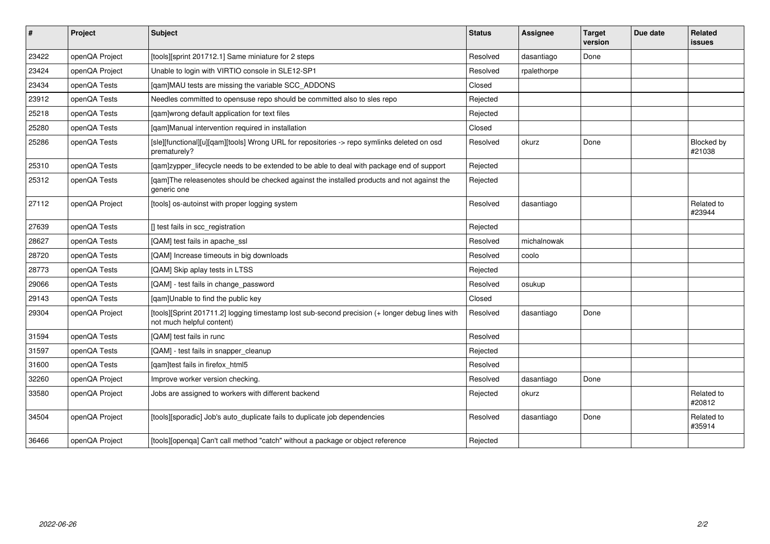| # | Project | Subject | Status | Assignee | Target version | Due date | Related issues |
|---|---|---|---|---|---|---|---|
| 23422 | openQA Project | [tools][sprint 201712.1] Same miniature for 2 steps | Resolved | dasantiago | Done | | |
| 23424 | openQA Project | Unable to login with VIRTIO console in SLE12-SP1 | Resolved | rpalethorpe | | | |
| 23434 | openQA Tests | [qam]MAU tests are missing the variable SCC_ADDONS | Closed | | | | |
| 23912 | openQA Tests | Needles committed to opensuse repo should be committed also to sles repo | Rejected | | | | |
| 25218 | openQA Tests | [qam]wrong default application for text files | Rejected | | | | |
| 25280 | openQA Tests | [qam]Manual intervention required in installation | Closed | | | | |
| 25286 | openQA Tests | [sle][functional][u][qam][tools] Wrong URL for repositories -> repo symlinks deleted on osd prematurely? | Resolved | okurz | Done | | Blocked by #21038 |
| 25310 | openQA Tests | [qam]zypper_lifecycle needs to be extended to be able to deal with package end of support | Rejected | | | | |
| 25312 | openQA Tests | [qam]The releasenotes should be checked against the installed products and not against the generic one | Rejected | | | | |
| 27112 | openQA Project | [tools] os-autoinst with proper logging system | Resolved | dasantiago | | | Related to #23944 |
| 27639 | openQA Tests | [] test fails in scc_registration | Rejected | | | | |
| 28627 | openQA Tests | [QAM] test fails in apache_ssl | Resolved | michalnowak | | | |
| 28720 | openQA Tests | [QAM] Increase timeouts in big downloads | Resolved | coolo | | | |
| 28773 | openQA Tests | [QAM] Skip aplay tests in LTSS | Rejected | | | | |
| 29066 | openQA Tests | [QAM] - test fails in change_password | Resolved | osukup | | | |
| 29143 | openQA Tests | [qam]Unable to find the public key | Closed | | | | |
| 29304 | openQA Project | [tools][Sprint 201711.2] logging timestamp lost sub-second precision (+ longer debug lines with not much helpful content) | Resolved | dasantiago | Done | | |
| 31594 | openQA Tests | [QAM] test fails in runc | Resolved | | | | |
| 31597 | openQA Tests | [QAM] - test fails in snapper_cleanup | Rejected | | | | |
| 31600 | openQA Tests | [qam]test fails in firefox_html5 | Resolved | | | | |
| 32260 | openQA Project | Improve worker version checking. | Resolved | dasantiago | Done | | |
| 33580 | openQA Project | Jobs are assigned to workers with different backend | Rejected | okurz | | | Related to #20812 |
| 34504 | openQA Project | [tools][sporadic] Job's auto_duplicate fails to duplicate job dependencies | Resolved | dasantiago | Done | | Related to #35914 |
| 36466 | openQA Project | [tools][openqa] Can't call method "catch" without a package or object reference | Rejected | | | | |